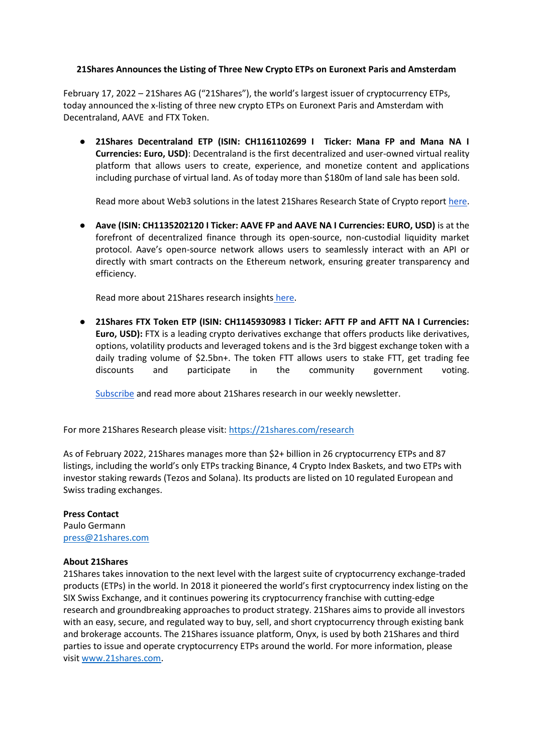**21Shares Announces the Listing of Three New Crypto ETPs on Euronext Paris and Amsterdam**

February 17, 2022 – 21Shares AG ("21Shares"), the world's largest issuer of cryptocurrency ETPs, today announced the x-listing of three new crypto ETPs on Euronext Paris and Amsterdam with Decentraland, AAVE and FTX Token.

- **21Shares Decentraland ETP (ISIN: CH1161102699 I Ticker: Mana FP and Mana NA I Currencies: Euro, USD)**: Decentraland is the first decentralized and user-owned virtual reality platform that allows users to create, experience, and monetize content and applications including purchase of virtual land. As of today more than $180m of land sale has been sold.

  Read more about Web3 solutions in the latest 21Shares Research State of Crypto report here.

- **Aave (ISIN: CH1135202120 I Ticker: AAVE FP and AAVE NA I Currencies: EURO, USD)** is at the forefront of decentralized finance through its open-source, non-custodial liquidity market protocol. Aave's open-source network allows users to seamlessly interact with an API or directly with smart contracts on the Ethereum network, ensuring greater transparency and efficiency.

  Read more about 21Shares research insights here.

- **21Shares FTX Token ETP (ISIN: CH1145930983 I Ticker: AFTT FP and AFTT NA I Currencies: Euro, USD):** FTX is a leading crypto derivatives exchange that offers products like derivatives, options, volatility products and leveraged tokens and is the 3rd biggest exchange token with a daily trading volume of $2.5bn+. The token FTT allows users to stake FTT, get trading fee discounts and participate in the community government voting.

  Subscribe and read more about 21Shares research in our weekly newsletter.

For more 21Shares Research please visit: https://21shares.com/research

As of February 2022, 21Shares manages more than $2+ billion in 26 cryptocurrency ETPs and 87 listings, including the world's only ETPs tracking Binance, 4 Crypto Index Baskets, and two ETPs with investor staking rewards (Tezos and Solana). Its products are listed on 10 regulated European and Swiss trading exchanges.

**Press Contact**
Paulo Germann
press@21shares.com

**About 21Shares**
21Shares takes innovation to the next level with the largest suite of cryptocurrency exchange-traded products (ETPs) in the world. In 2018 it pioneered the world's first cryptocurrency index listing on the SIX Swiss Exchange, and it continues powering its cryptocurrency franchise with cutting-edge research and groundbreaking approaches to product strategy. 21Shares aims to provide all investors with an easy, secure, and regulated way to buy, sell, and short cryptocurrency through existing bank and brokerage accounts. The 21Shares issuance platform, Onyx, is used by both 21Shares and third parties to issue and operate cryptocurrency ETPs around the world. For more information, please visit www.21shares.com.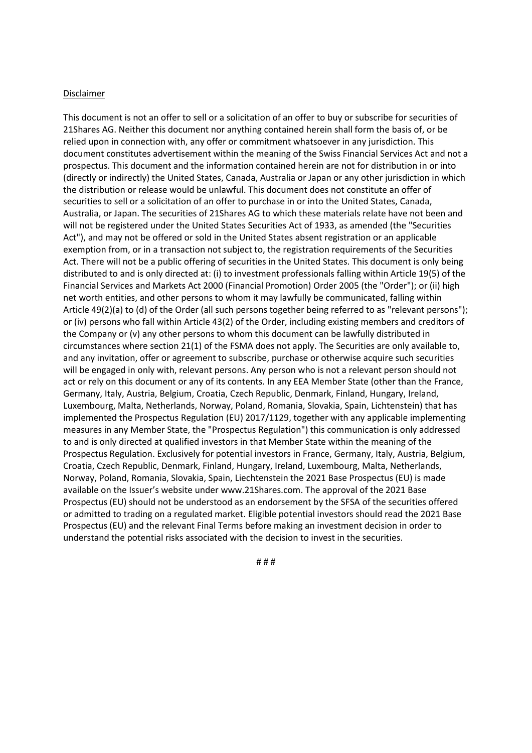Disclaimer

This document is not an offer to sell or a solicitation of an offer to buy or subscribe for securities of 21Shares AG. Neither this document nor anything contained herein shall form the basis of, or be relied upon in connection with, any offer or commitment whatsoever in any jurisdiction. This document constitutes advertisement within the meaning of the Swiss Financial Services Act and not a prospectus. This document and the information contained herein are not for distribution in or into (directly or indirectly) the United States, Canada, Australia or Japan or any other jurisdiction in which the distribution or release would be unlawful. This document does not constitute an offer of securities to sell or a solicitation of an offer to purchase in or into the United States, Canada, Australia, or Japan. The securities of 21Shares AG to which these materials relate have not been and will not be registered under the United States Securities Act of 1933, as amended (the "Securities Act"), and may not be offered or sold in the United States absent registration or an applicable exemption from, or in a transaction not subject to, the registration requirements of the Securities Act. There will not be a public offering of securities in the United States. This document is only being distributed to and is only directed at: (i) to investment professionals falling within Article 19(5) of the Financial Services and Markets Act 2000 (Financial Promotion) Order 2005 (the "Order"); or (ii) high net worth entities, and other persons to whom it may lawfully be communicated, falling within Article 49(2)(a) to (d) of the Order (all such persons together being referred to as "relevant persons"); or (iv) persons who fall within Article 43(2) of the Order, including existing members and creditors of the Company or (v) any other persons to whom this document can be lawfully distributed in circumstances where section 21(1) of the FSMA does not apply. The Securities are only available to, and any invitation, offer or agreement to subscribe, purchase or otherwise acquire such securities will be engaged in only with, relevant persons. Any person who is not a relevant person should not act or rely on this document or any of its contents. In any EEA Member State (other than the France, Germany, Italy, Austria, Belgium, Croatia, Czech Republic, Denmark, Finland, Hungary, Ireland, Luxembourg, Malta, Netherlands, Norway, Poland, Romania, Slovakia, Spain, Lichtenstein) that has implemented the Prospectus Regulation (EU) 2017/1129, together with any applicable implementing measures in any Member State, the "Prospectus Regulation") this communication is only addressed to and is only directed at qualified investors in that Member State within the meaning of the Prospectus Regulation. Exclusively for potential investors in France, Germany, Italy, Austria, Belgium, Croatia, Czech Republic, Denmark, Finland, Hungary, Ireland, Luxembourg, Malta, Netherlands, Norway, Poland, Romania, Slovakia, Spain, Liechtenstein the 2021 Base Prospectus (EU) is made available on the Issuer's website under www.21Shares.com. The approval of the 2021 Base Prospectus (EU) should not be understood as an endorsement by the SFSA of the securities offered or admitted to trading on a regulated market. Eligible potential investors should read the 2021 Base Prospectus (EU) and the relevant Final Terms before making an investment decision in order to understand the potential risks associated with the decision to invest in the securities.

# # #